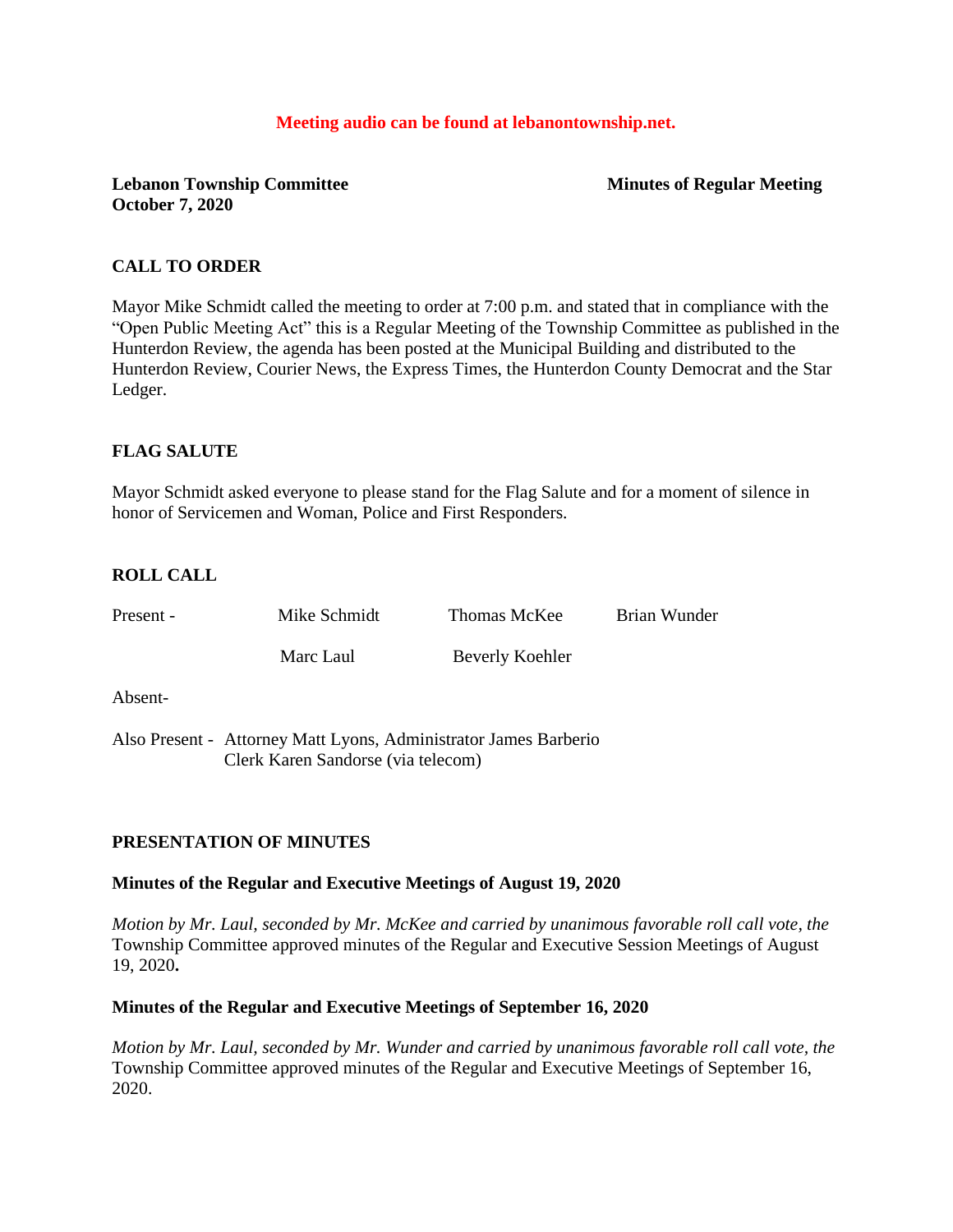**Meeting audio can be found at lebanontownship.net.**

**Lebanon Township Committee** **Minutes of Regular Meeting**
**October 7, 2020**

## CALL TO ORDER

Mayor Mike Schmidt called the meeting to order at 7:00 p.m. and stated that in compliance with the "Open Public Meeting Act" this is a Regular Meeting of the Township Committee as published in the Hunterdon Review, the agenda has been posted at the Municipal Building and distributed to the Hunterdon Review, Courier News, the Express Times, the Hunterdon County Democrat and the Star Ledger.

## FLAG SALUTE

Mayor Schmidt asked everyone to please stand for the Flag Salute and for a moment of silence in honor of Servicemen and Woman, Police and First Responders.

## ROLL CALL

| | | | |
|---|---|---|---|
| Present - | Mike Schmidt | Thomas McKee | Brian Wunder |
| | Marc Laul | Beverly Koehler | |

Absent-

Also Present - Attorney Matt Lyons, Administrator James Barberio
Clerk Karen Sandorse (via telecom)

## PRESENTATION OF MINUTES

**Minutes of the Regular and Executive Meetings of August 19, 2020**

*Motion by Mr. Laul, seconded by Mr. McKee and carried by unanimous favorable roll call vote, the* Township Committee approved minutes of the Regular and Executive Session Meetings of August 19, 2020**.**

**Minutes of the Regular and Executive Meetings of September 16, 2020**

*Motion by Mr. Laul, seconded by Mr. Wunder and carried by unanimous favorable roll call vote, the* Township Committee approved minutes of the Regular and Executive Meetings of September 16, 2020.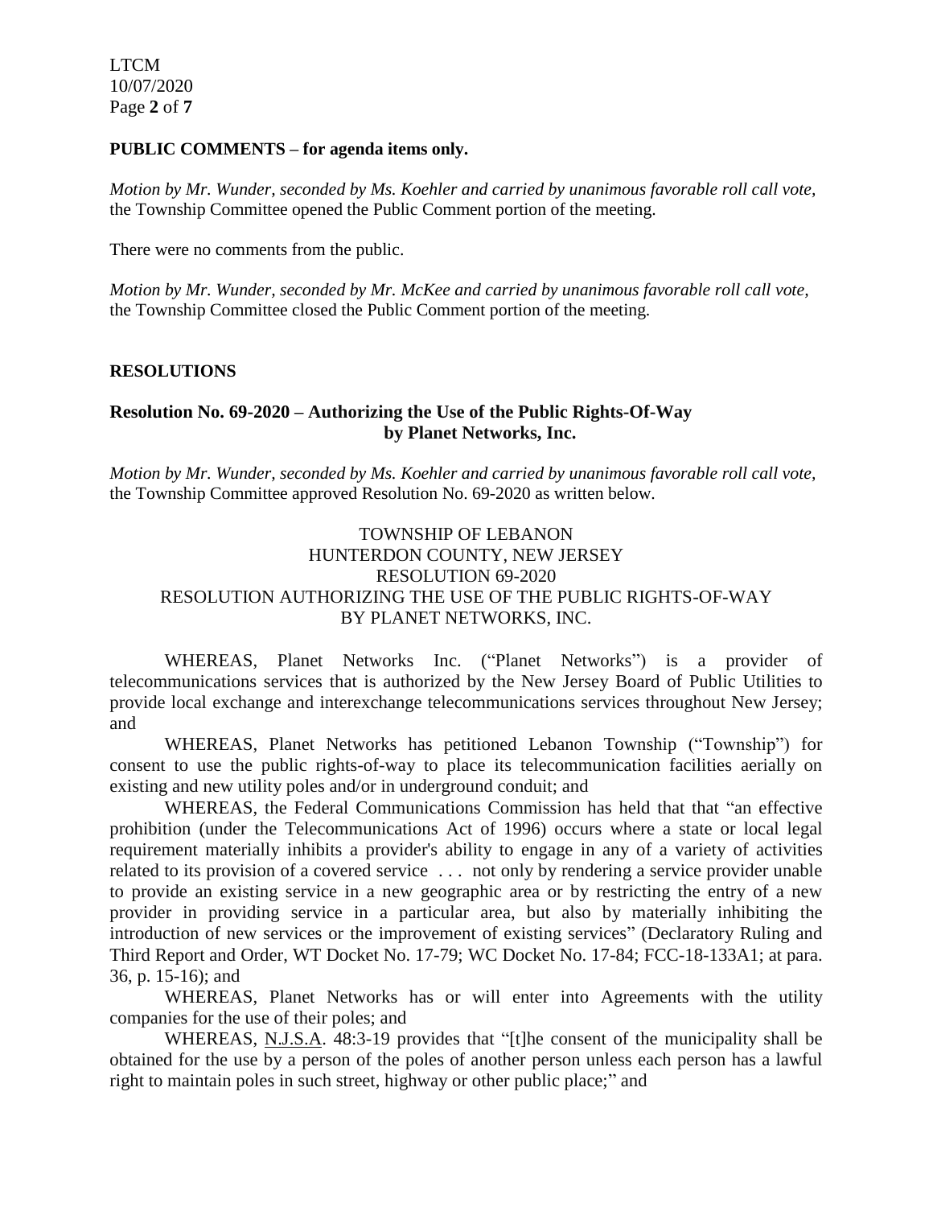**PUBLIC COMMENTS – for agenda items only.**

*Motion by Mr. Wunder, seconded by Ms. Koehler and carried by unanimous favorable roll call vote,* the Township Committee opened the Public Comment portion of the meeting.

There were no comments from the public.

*Motion by Mr. Wunder, seconded by Mr. McKee and carried by unanimous favorable roll call vote,* the Township Committee closed the Public Comment portion of the meeting.

**RESOLUTIONS**

**Resolution No. 69-2020 – Authorizing the Use of the Public Rights-Of-Way by Planet Networks, Inc.**

*Motion by Mr. Wunder, seconded by Ms. Koehler and carried by unanimous favorable roll call vote,* the Township Committee approved Resolution No. 69-2020 as written below.

TOWNSHIP OF LEBANON
HUNTERDON COUNTY, NEW JERSEY
RESOLUTION 69-2020
RESOLUTION AUTHORIZING THE USE OF THE PUBLIC RIGHTS-OF-WAY BY PLANET NETWORKS, INC.

WHEREAS, Planet Networks Inc. ("Planet Networks") is a provider of telecommunications services that is authorized by the New Jersey Board of Public Utilities to provide local exchange and interexchange telecommunications services throughout New Jersey; and

WHEREAS, Planet Networks has petitioned Lebanon Township ("Township") for consent to use the public rights-of-way to place its telecommunication facilities aerially on existing and new utility poles and/or in underground conduit; and

WHEREAS, the Federal Communications Commission has held that that "an effective prohibition (under the Telecommunications Act of 1996) occurs where a state or local legal requirement materially inhibits a provider's ability to engage in any of a variety of activities related to its provision of a covered service . . . not only by rendering a service provider unable to provide an existing service in a new geographic area or by restricting the entry of a new provider in providing service in a particular area, but also by materially inhibiting the introduction of new services or the improvement of existing services" (Declaratory Ruling and Third Report and Order, WT Docket No. 17-79; WC Docket No. 17-84; FCC-18-133A1; at para. 36, p. 15-16); and

WHEREAS, Planet Networks has or will enter into Agreements with the utility companies for the use of their poles; and

WHEREAS, N.J.S.A. 48:3-19 provides that "[t]he consent of the municipality shall be obtained for the use by a person of the poles of another person unless each person has a lawful right to maintain poles in such street, highway or other public place;" and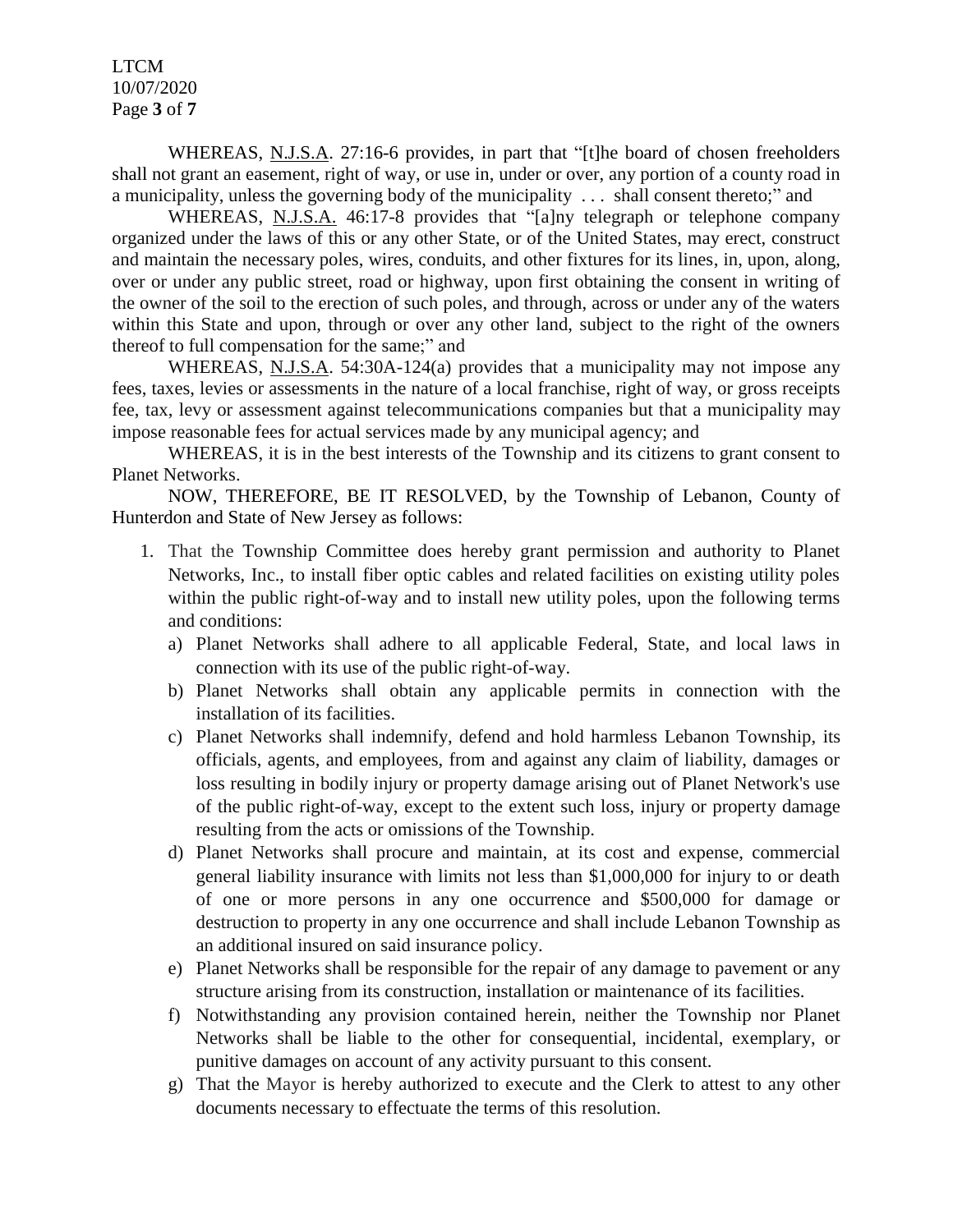WHEREAS, N.J.S.A. 27:16-6 provides, in part that "[t]he board of chosen freeholders shall not grant an easement, right of way, or use in, under or over, any portion of a county road in a municipality, unless the governing body of the municipality . . . shall consent thereto;" and

WHEREAS, N.J.S.A. 46:17-8 provides that "[a]ny telegraph or telephone company organized under the laws of this or any other State, or of the United States, may erect, construct and maintain the necessary poles, wires, conduits, and other fixtures for its lines, in, upon, along, over or under any public street, road or highway, upon first obtaining the consent in writing of the owner of the soil to the erection of such poles, and through, across or under any of the waters within this State and upon, through or over any other land, subject to the right of the owners thereof to full compensation for the same;" and

WHEREAS, N.J.S.A. 54:30A-124(a) provides that a municipality may not impose any fees, taxes, levies or assessments in the nature of a local franchise, right of way, or gross receipts fee, tax, levy or assessment against telecommunications companies but that a municipality may impose reasonable fees for actual services made by any municipal agency; and

WHEREAS, it is in the best interests of the Township and its citizens to grant consent to Planet Networks.

NOW, THEREFORE, BE IT RESOLVED, by the Township of Lebanon, County of Hunterdon and State of New Jersey as follows:

1. That the Township Committee does hereby grant permission and authority to Planet Networks, Inc., to install fiber optic cables and related facilities on existing utility poles within the public right-of-way and to install new utility poles, upon the following terms and conditions:
   a) Planet Networks shall adhere to all applicable Federal, State, and local laws in connection with its use of the public right-of-way.
   b) Planet Networks shall obtain any applicable permits in connection with the installation of its facilities.
   c) Planet Networks shall indemnify, defend and hold harmless Lebanon Township, its officials, agents, and employees, from and against any claim of liability, damages or loss resulting in bodily injury or property damage arising out of Planet Network's use of the public right-of-way, except to the extent such loss, injury or property damage resulting from the acts or omissions of the Township.
   d) Planet Networks shall procure and maintain, at its cost and expense, commercial general liability insurance with limits not less than $1,000,000 for injury to or death of one or more persons in any one occurrence and $500,000 for damage or destruction to property in any one occurrence and shall include Lebanon Township as an additional insured on said insurance policy.
   e) Planet Networks shall be responsible for the repair of any damage to pavement or any structure arising from its construction, installation or maintenance of its facilities.
   f) Notwithstanding any provision contained herein, neither the Township nor Planet Networks shall be liable to the other for consequential, incidental, exemplary, or punitive damages on account of any activity pursuant to this consent.
   g) That the Mayor is hereby authorized to execute and the Clerk to attest to any other documents necessary to effectuate the terms of this resolution.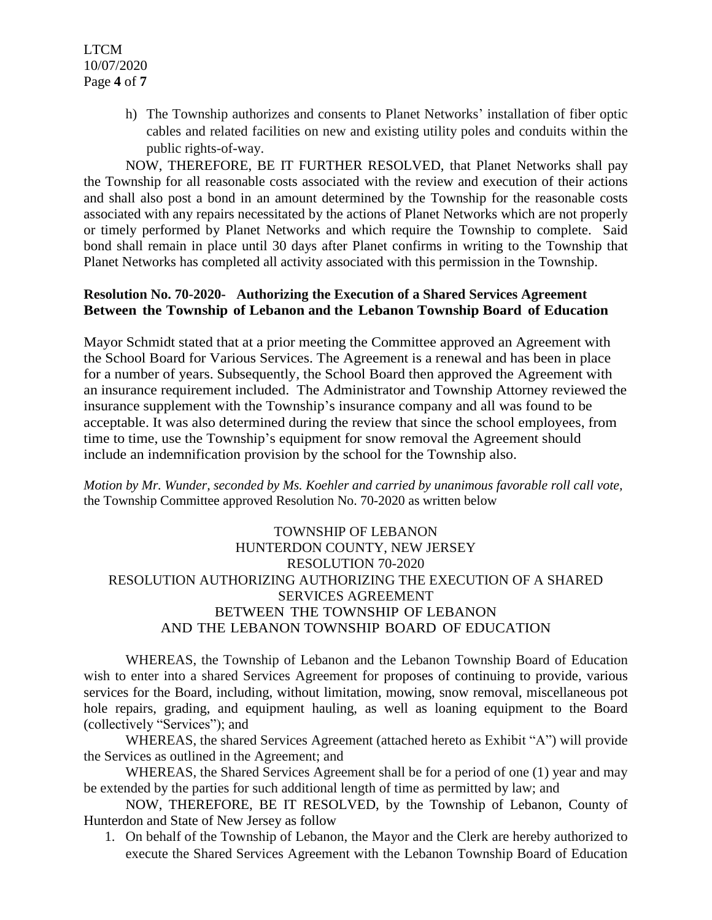h) The Township authorizes and consents to Planet Networks' installation of fiber optic cables and related facilities on new and existing utility poles and conduits within the public rights-of-way.

NOW, THEREFORE, BE IT FURTHER RESOLVED, that Planet Networks shall pay the Township for all reasonable costs associated with the review and execution of their actions and shall also post a bond in an amount determined by the Township for the reasonable costs associated with any repairs necessitated by the actions of Planet Networks which are not properly or timely performed by Planet Networks and which require the Township to complete. Said bond shall remain in place until 30 days after Planet confirms in writing to the Township that Planet Networks has completed all activity associated with this permission in the Township.

**Resolution No. 70-2020- Authorizing the Execution of a Shared Services Agreement Between the Township of Lebanon and the Lebanon Township Board of Education**

Mayor Schmidt stated that at a prior meeting the Committee approved an Agreement with the School Board for Various Services. The Agreement is a renewal and has been in place for a number of years. Subsequently, the School Board then approved the Agreement with an insurance requirement included. The Administrator and Township Attorney reviewed the insurance supplement with the Township's insurance company and all was found to be acceptable. It was also determined during the review that since the school employees, from time to time, use the Township's equipment for snow removal the Agreement should include an indemnification provision by the school for the Township also.

*Motion by Mr. Wunder, seconded by Ms. Koehler and carried by unanimous favorable roll call vote,* the Township Committee approved Resolution No. 70-2020 as written below

TOWNSHIP OF LEBANON
HUNTERDON COUNTY, NEW JERSEY
RESOLUTION 70-2020
RESOLUTION AUTHORIZING AUTHORIZING THE EXECUTION OF A SHARED SERVICES AGREEMENT
BETWEEN THE TOWNSHIP OF LEBANON
AND THE LEBANON TOWNSHIP BOARD OF EDUCATION

WHEREAS, the Township of Lebanon and the Lebanon Township Board of Education wish to enter into a shared Services Agreement for proposes of continuing to provide, various services for the Board, including, without limitation, mowing, snow removal, miscellaneous pot hole repairs, grading, and equipment hauling, as well as loaning equipment to the Board (collectively "Services"); and

WHEREAS, the shared Services Agreement (attached hereto as Exhibit "A") will provide the Services as outlined in the Agreement; and

WHEREAS, the Shared Services Agreement shall be for a period of one (1) year and may be extended by the parties for such additional length of time as permitted by law; and

NOW, THEREFORE, BE IT RESOLVED, by the Township of Lebanon, County of Hunterdon and State of New Jersey as follow

1. On behalf of the Township of Lebanon, the Mayor and the Clerk are hereby authorized to execute the Shared Services Agreement with the Lebanon Township Board of Education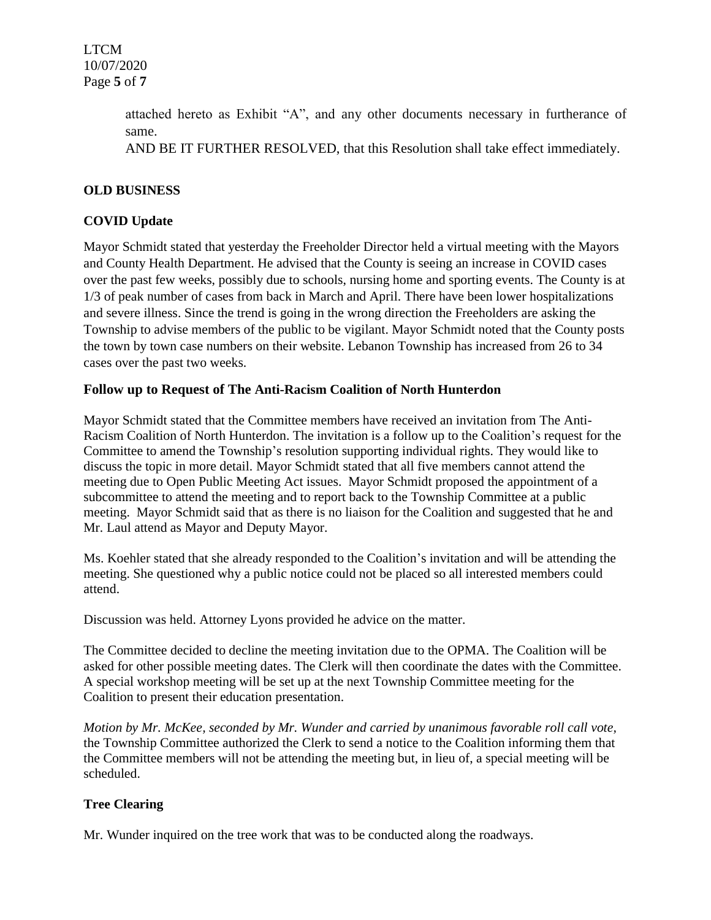attached hereto as Exhibit "A", and any other documents necessary in furtherance of same.

AND BE IT FURTHER RESOLVED, that this Resolution shall take effect immediately.

## OLD BUSINESS

### COVID Update

Mayor Schmidt stated that yesterday the Freeholder Director held a virtual meeting with the Mayors and County Health Department. He advised that the County is seeing an increase in COVID cases over the past few weeks, possibly due to schools, nursing home and sporting events. The County is at 1/3 of peak number of cases from back in March and April. There have been lower hospitalizations and severe illness. Since the trend is going in the wrong direction the Freeholders are asking the Township to advise members of the public to be vigilant. Mayor Schmidt noted that the County posts the town by town case numbers on their website. Lebanon Township has increased from 26 to 34 cases over the past two weeks.

### Follow up to Request of The Anti-Racism Coalition of North Hunterdon

Mayor Schmidt stated that the Committee members have received an invitation from The Anti-Racism Coalition of North Hunterdon. The invitation is a follow up to the Coalition's request for the Committee to amend the Township's resolution supporting individual rights. They would like to discuss the topic in more detail. Mayor Schmidt stated that all five members cannot attend the meeting due to Open Public Meeting Act issues. Mayor Schmidt proposed the appointment of a subcommittee to attend the meeting and to report back to the Township Committee at a public meeting. Mayor Schmidt said that as there is no liaison for the Coalition and suggested that he and Mr. Laul attend as Mayor and Deputy Mayor.

Ms. Koehler stated that she already responded to the Coalition's invitation and will be attending the meeting. She questioned why a public notice could not be placed so all interested members could attend.

Discussion was held. Attorney Lyons provided he advice on the matter.

The Committee decided to decline the meeting invitation due to the OPMA. The Coalition will be asked for other possible meeting dates. The Clerk will then coordinate the dates with the Committee. A special workshop meeting will be set up at the next Township Committee meeting for the Coalition to present their education presentation.

*Motion by Mr. McKee, seconded by Mr. Wunder and carried by unanimous favorable roll call vote,* the Township Committee authorized the Clerk to send a notice to the Coalition informing them that the Committee members will not be attending the meeting but, in lieu of, a special meeting will be scheduled.

### Tree Clearing

Mr. Wunder inquired on the tree work that was to be conducted along the roadways.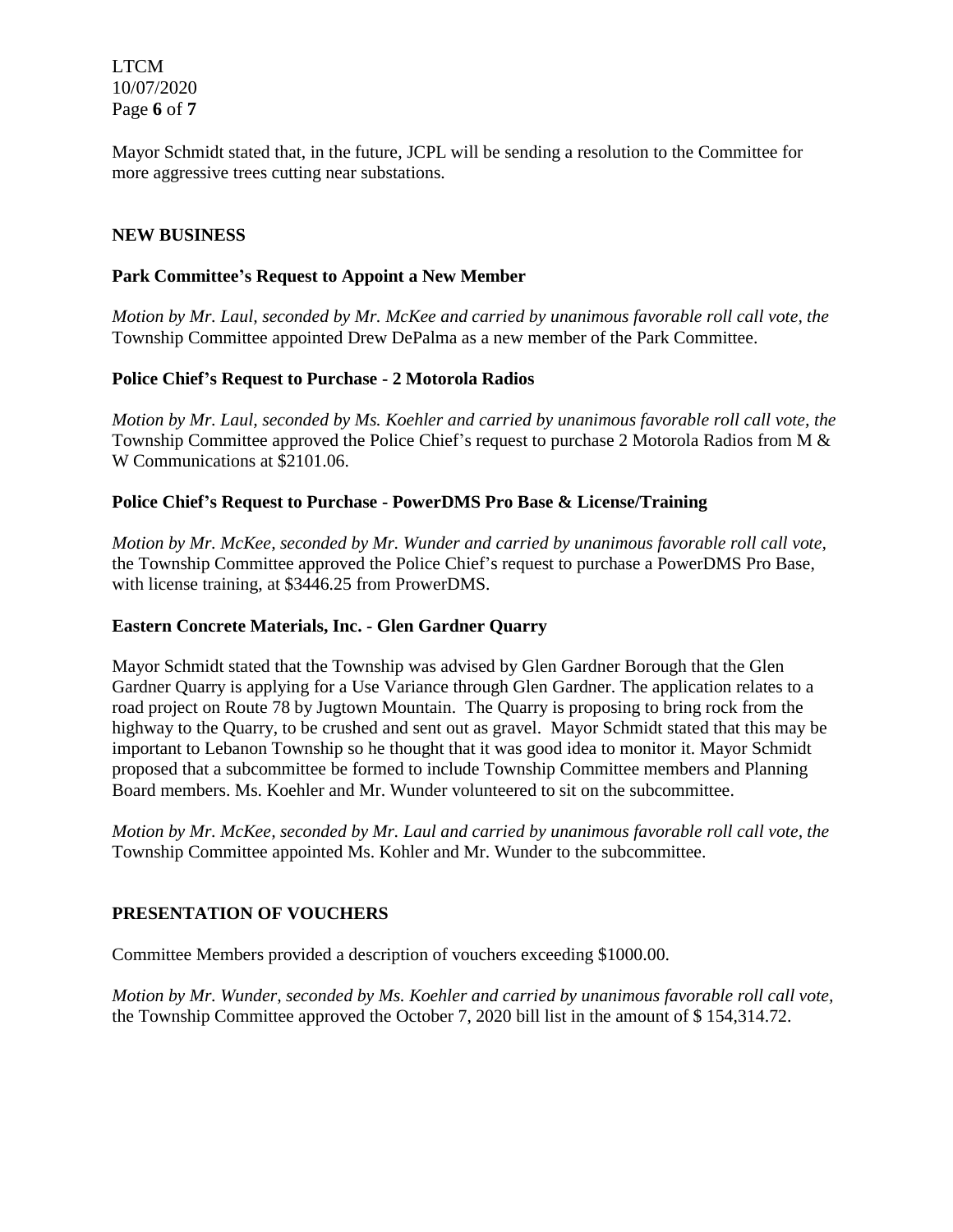Mayor Schmidt stated that, in the future, JCPL will be sending a resolution to the Committee for more aggressive trees cutting near substations.

## NEW BUSINESS

### Park Committee's Request to Appoint a New Member

*Motion by Mr. Laul, seconded by Mr. McKee and carried by unanimous favorable roll call vote, the* Township Committee appointed Drew DePalma as a new member of the Park Committee.

### Police Chief's Request to Purchase - 2 Motorola Radios

*Motion by Mr. Laul, seconded by Ms. Koehler and carried by unanimous favorable roll call vote, the* Township Committee approved the Police Chief's request to purchase 2 Motorola Radios from M & W Communications at $2101.06.

### Police Chief's Request to Purchase - PowerDMS Pro Base & License/Training

*Motion by Mr. McKee, seconded by Mr. Wunder and carried by unanimous favorable roll call vote,* the Township Committee approved the Police Chief's request to purchase a PowerDMS Pro Base, with license training, at $3446.25 from ProwerDMS.

### Eastern Concrete Materials, Inc. - Glen Gardner Quarry

Mayor Schmidt stated that the Township was advised by Glen Gardner Borough that the Glen Gardner Quarry is applying for a Use Variance through Glen Gardner. The application relates to a road project on Route 78 by Jugtown Mountain. The Quarry is proposing to bring rock from the highway to the Quarry, to be crushed and sent out as gravel. Mayor Schmidt stated that this may be important to Lebanon Township so he thought that it was good idea to monitor it. Mayor Schmidt proposed that a subcommittee be formed to include Township Committee members and Planning Board members. Ms. Koehler and Mr. Wunder volunteered to sit on the subcommittee.

*Motion by Mr. McKee, seconded by Mr. Laul and carried by unanimous favorable roll call vote, the* Township Committee appointed Ms. Kohler and Mr. Wunder to the subcommittee.

## PRESENTATION OF VOUCHERS

Committee Members provided a description of vouchers exceeding $1000.00.

*Motion by Mr. Wunder, seconded by Ms. Koehler and carried by unanimous favorable roll call vote,* the Township Committee approved the October 7, 2020 bill list in the amount of $ 154,314.72.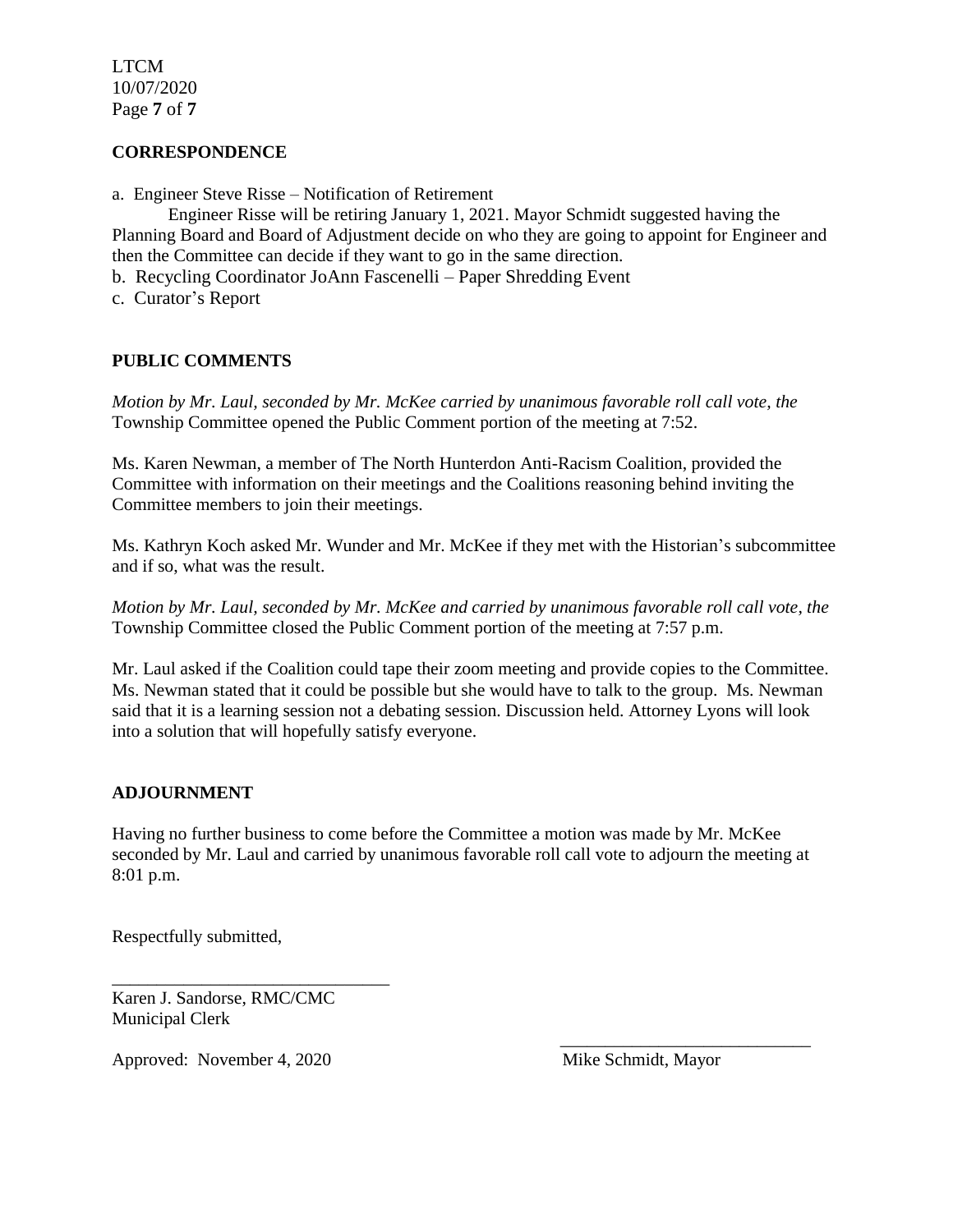**CORRESPONDENCE**

a. Engineer Steve Risse – Notification of Retirement

Engineer Risse will be retiring January 1, 2021. Mayor Schmidt suggested having the Planning Board and Board of Adjustment decide on who they are going to appoint for Engineer and then the Committee can decide if they want to go in the same direction.

b. Recycling Coordinator JoAnn Fascenelli – Paper Shredding Event

c. Curator's Report

**PUBLIC COMMENTS**

*Motion by Mr. Laul, seconded by Mr. McKee carried by unanimous favorable roll call vote, the* Township Committee opened the Public Comment portion of the meeting at 7:52.

Ms. Karen Newman, a member of The North Hunterdon Anti-Racism Coalition, provided the Committee with information on their meetings and the Coalitions reasoning behind inviting the Committee members to join their meetings.

Ms. Kathryn Koch asked Mr. Wunder and Mr. McKee if they met with the Historian's subcommittee and if so, what was the result.

*Motion by Mr. Laul, seconded by Mr. McKee and carried by unanimous favorable roll call vote, the* Township Committee closed the Public Comment portion of the meeting at 7:57 p.m.

Mr. Laul asked if the Coalition could tape their zoom meeting and provide copies to the Committee. Ms. Newman stated that it could be possible but she would have to talk to the group. Ms. Newman said that it is a learning session not a debating session. Discussion held. Attorney Lyons will look into a solution that will hopefully satisfy everyone.

**ADJOURNMENT**

Having no further business to come before the Committee a motion was made by Mr. McKee seconded by Mr. Laul and carried by unanimous favorable roll call vote to adjourn the meeting at 8:01 p.m.

Respectfully submitted,

\_\_\_\_\_\_\_\_\_\_\_\_\_\_\_\_\_\_\_\_\_\_\_\_\_\_\_\_\_\_

Karen J. Sandorse, RMC/CMC
Municipal Clerk

Approved: November 4, 2020

\_\_\_\_\_\_\_\_\_\_\_\_\_\_\_\_\_\_\_\_\_\_\_\_\_\_\_\_\_\_

Mike Schmidt, Mayor